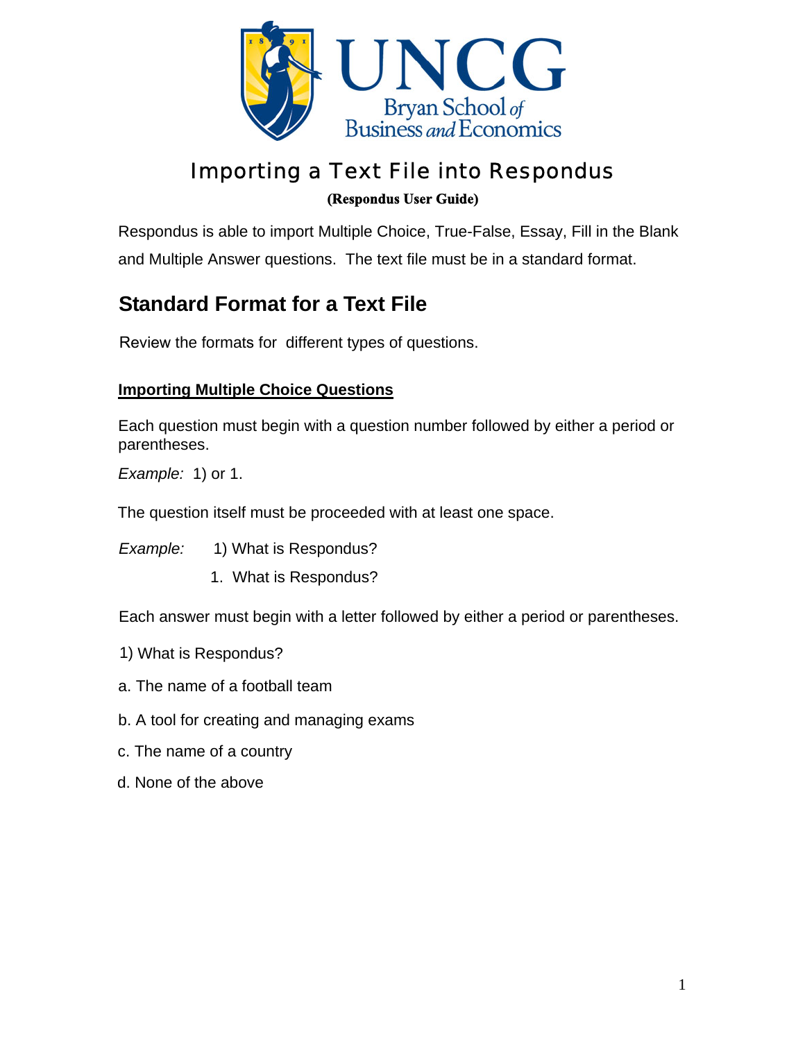# Importing a Text File into Respondus

**(Respondus User Guide)**

Respondus is able to import Multiple Choice, True-False, Essay, Fill in the Blank and Multiple Answer questions. The text file must be in a standard format.

## Standard Format for a Text File

Review the formats for different types of questions.

### Importing Multiple Choice Questions

Each question must begin with a question number followed by either a period or parentheses.

*Example:* 1) or 1.

The question itself must be proceeded with at least one space.

*Example:* 1) What is Respondus?

1. What is Respondus?

Each answer must begin with a letter followed by either a period or parentheses.

1) What is Respondus?

a. The name of a football team

b. A tool for creating and managing exams

c. The name of a country

d. None of the above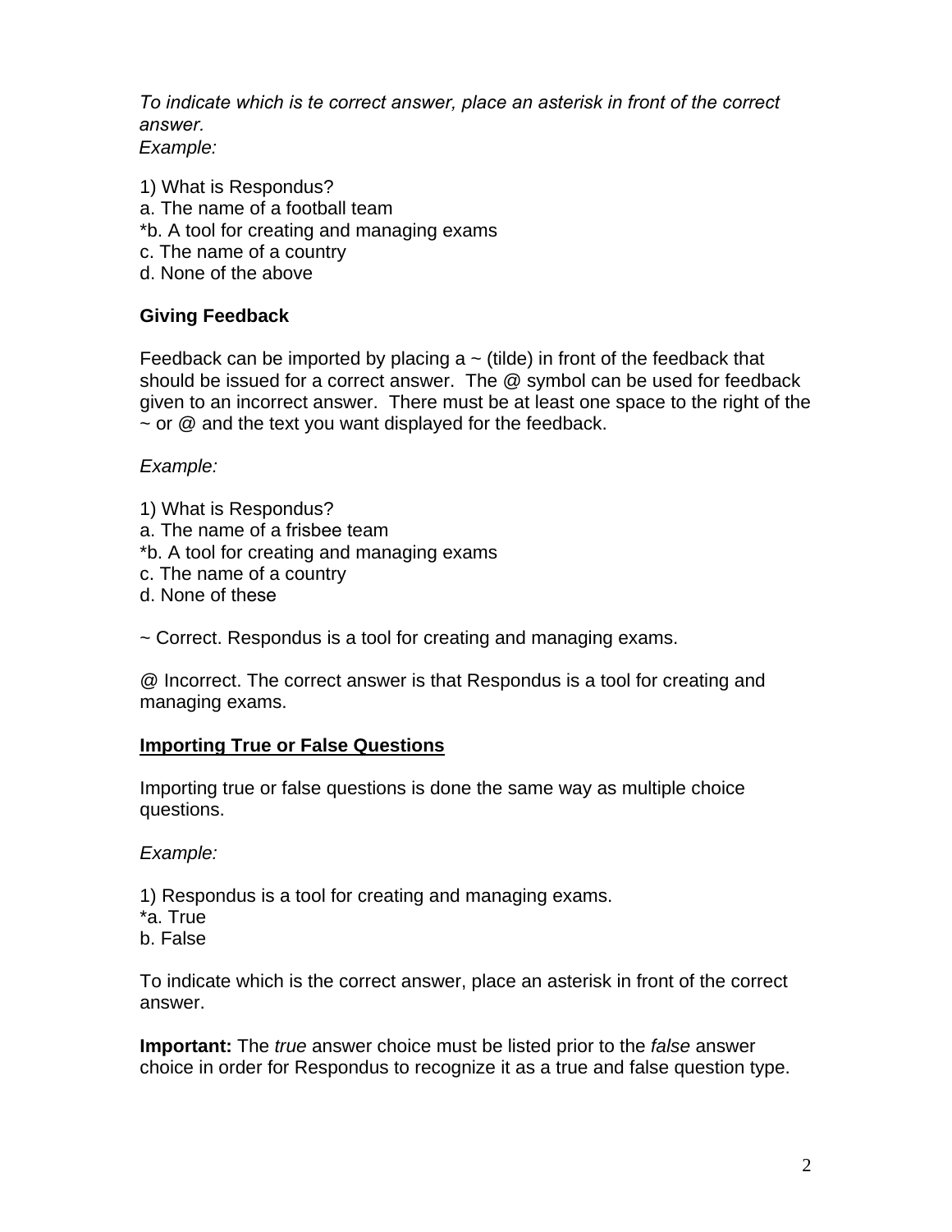*To indicate which is te correct answer, place an asterisk in front of the correct answer.*
*Example:*

1) What is Respondus?
a. The name of a football team
*b. A tool for creating and managing exams
c. The name of a country
d. None of the above

**Giving Feedback**

Feedback can be imported by placing a ~ (tilde) in front of the feedback that should be issued for a correct answer. The @ symbol can be used for feedback given to an incorrect answer. There must be at least one space to the right of the ~ or @ and the text you want displayed for the feedback.

*Example:*

1) What is Respondus?
a. The name of a frisbee team
*b. A tool for creating and managing exams
c. The name of a country
d. None of these

~ Correct. Respondus is a tool for creating and managing exams.

@ Incorrect. The correct answer is that Respondus is a tool for creating and managing exams.

**<u>Importing True or False Questions</u>**

Importing true or false questions is done the same way as multiple choice questions.

*Example:*

1) Respondus is a tool for creating and managing exams.
*a. True
b. False

To indicate which is the correct answer, place an asterisk in front of the correct answer.

**Important:** The *true* answer choice must be listed prior to the *false* answer choice in order for Respondus to recognize it as a true and false question type.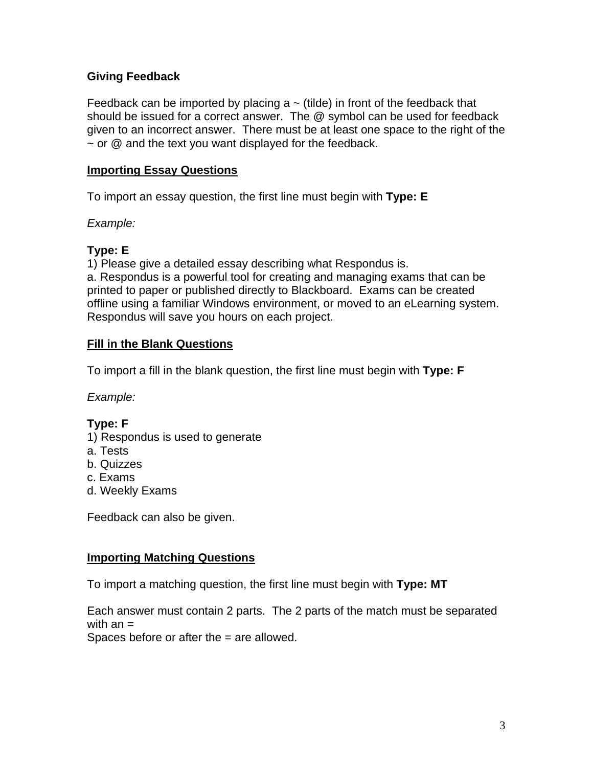**Giving Feedback**

Feedback can be imported by placing a ~ (tilde) in front of the feedback that should be issued for a correct answer. The @ symbol can be used for feedback given to an incorrect answer. There must be at least one space to the right of the ~ or @ and the text you want displayed for the feedback.

## Importing Essay Questions

To import an essay question, the first line must begin with **Type: E**

*Example:*

**Type: E**
1) Please give a detailed essay describing what Respondus is.
a. Respondus is a powerful tool for creating and managing exams that can be printed to paper or published directly to Blackboard. Exams can be created offline using a familiar Windows environment, or moved to an eLearning system. Respondus will save you hours on each project.

## Fill in the Blank Questions

To import a fill in the blank question, the first line must begin with **Type: F**

*Example:*

**Type: F**
1) Respondus is used to generate
a. Tests
b. Quizzes
c. Exams
d. Weekly Exams

Feedback can also be given.

## Importing Matching Questions

To import a matching question, the first line must begin with **Type: MT**

Each answer must contain 2 parts. The 2 parts of the match must be separated with an =
Spaces before or after the = are allowed.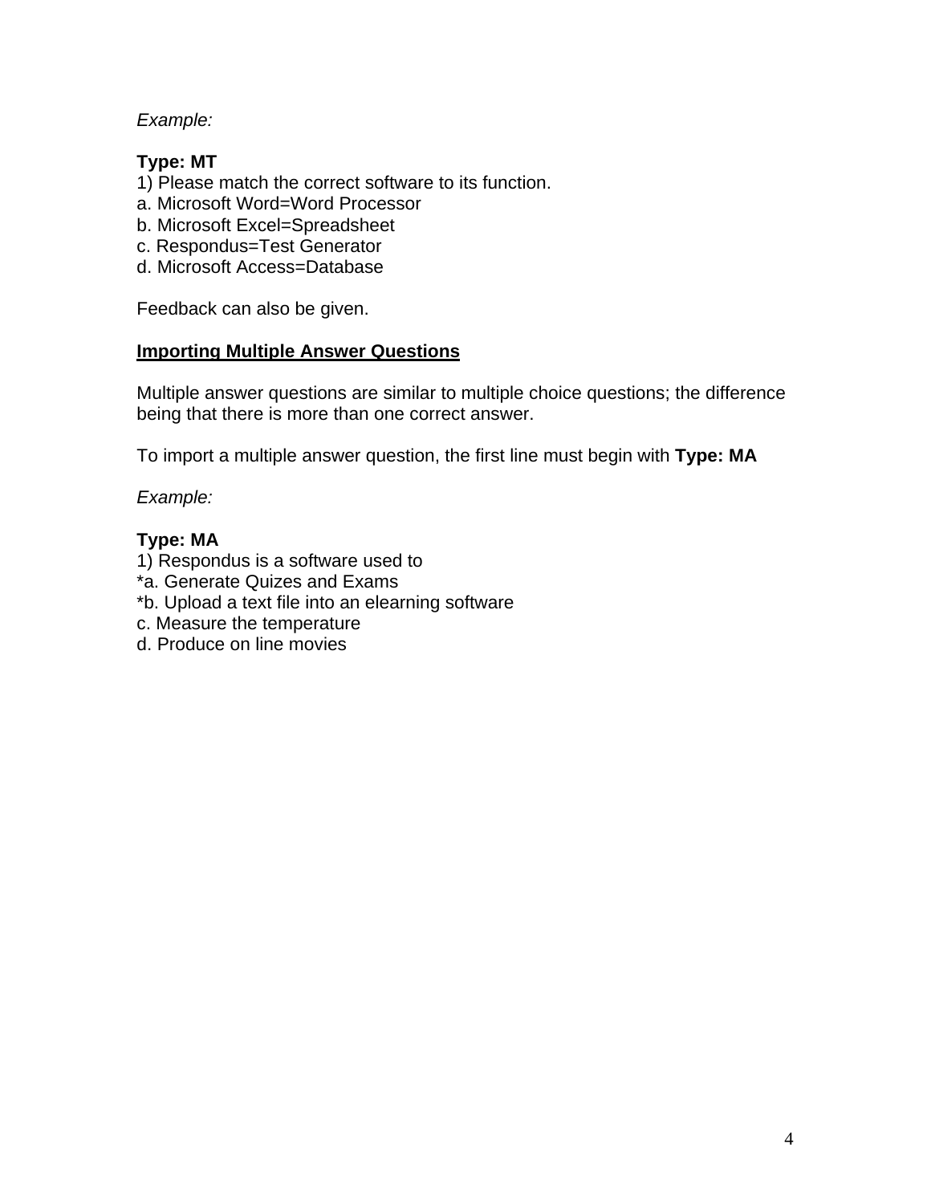*Example:*

**Type: MT**
1) Please match the correct software to its function.
a. Microsoft Word=Word Processor
b. Microsoft Excel=Spreadsheet
c. Respondus=Test Generator
d. Microsoft Access=Database

Feedback can also be given.

**Importing Multiple Answer Questions**

Multiple answer questions are similar to multiple choice questions; the difference being that there is more than one correct answer.

To import a multiple answer question, the first line must begin with **Type: MA**

*Example:*

**Type: MA**
1) Respondus is a software used to
*a. Generate Quizes and Exams
*b. Upload a text file into an elearning software
c. Measure the temperature
d. Produce on line movies